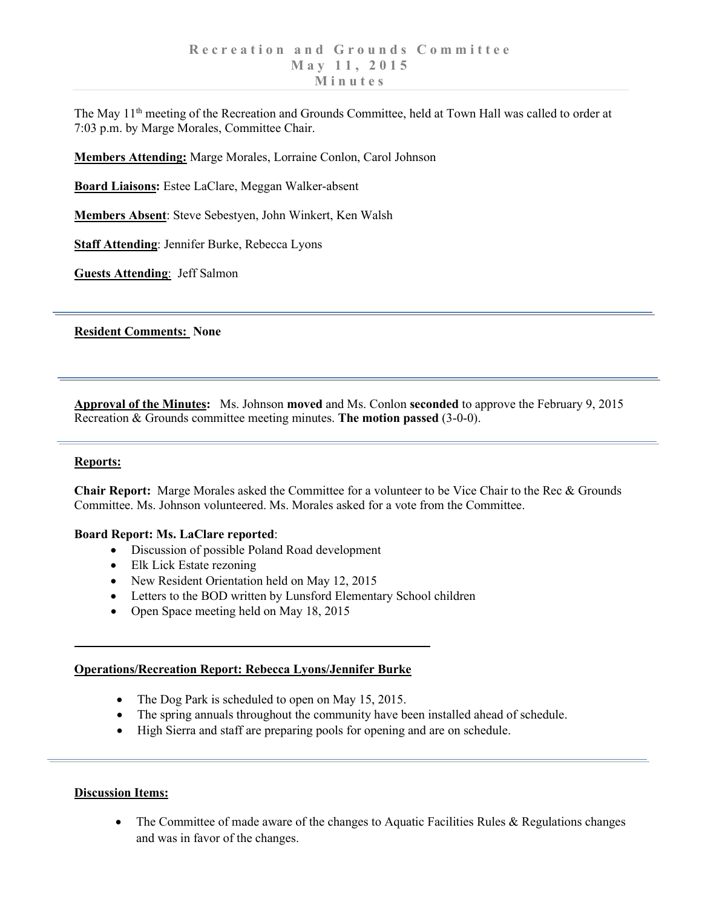# Recreation and Grounds Committee
## May 11, 2015
## Minutes

The May 11th meeting of the Recreation and Grounds Committee, held at Town Hall was called to order at 7:03 p.m. by Marge Morales, Committee Chair.

**Members Attending:** Marge Morales, Lorraine Conlon, Carol Johnson

**Board Liaisons:** Estee LaClare, Meggan Walker-absent

**Members Absent**: Steve Sebestyen, John Winkert, Ken Walsh

**Staff Attending**: Jennifer Burke, Rebecca Lyons

**Guests Attending**: Jeff Salmon

---

**Resident Comments: None**

---

**Approval of the Minutes:** Ms. Johnson **moved** and Ms. Conlon **seconded** to approve the February 9, 2015 Recreation & Grounds committee meeting minutes. **The motion passed** (3-0-0).

---

**Reports:**

**Chair Report:** Marge Morales asked the Committee for a volunteer to be Vice Chair to the Rec & Grounds Committee. Ms. Johnson volunteered. Ms. Morales asked for a vote from the Committee.

**Board Report: Ms. LaClare reported**:

- Discussion of possible Poland Road development
- Elk Lick Estate rezoning
- New Resident Orientation held on May 12, 2015
- Letters to the BOD written by Lunsford Elementary School children
- Open Space meeting held on May 18, 2015

---

**Operations/Recreation Report: Rebecca Lyons/Jennifer Burke**

- The Dog Park is scheduled to open on May 15, 2015.
- The spring annuals throughout the community have been installed ahead of schedule.
- High Sierra and staff are preparing pools for opening and are on schedule.

---

**Discussion Items:**

- The Committee of made aware of the changes to Aquatic Facilities Rules & Regulations changes and was in favor of the changes.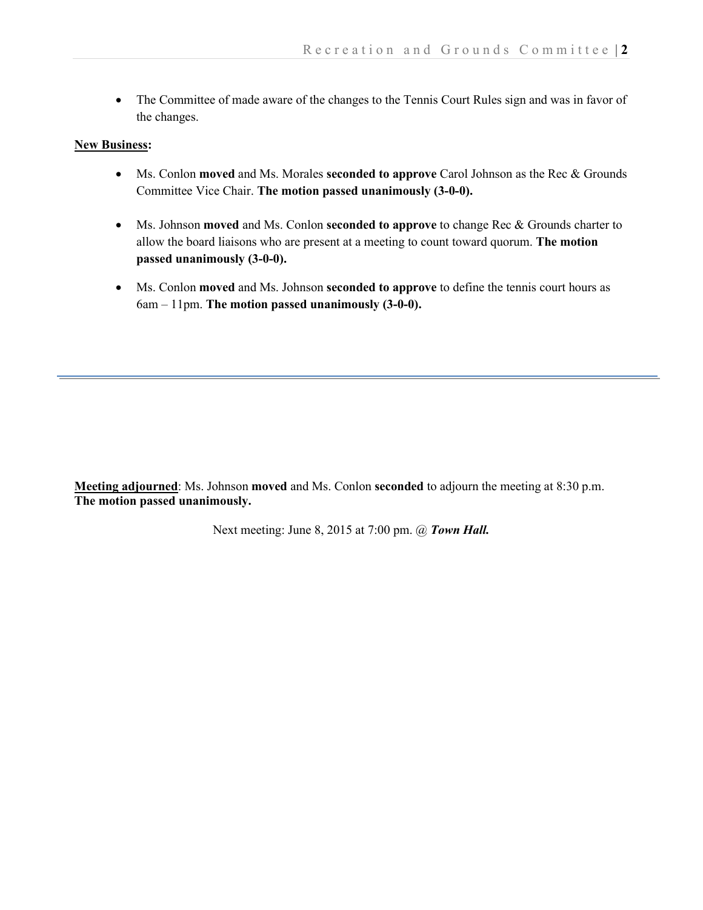- The Committee of made aware of the changes to the Tennis Court Rules sign and was in favor of the changes.

**<u>New Business</u>:**

- Ms. Conlon **moved** and Ms. Morales **seconded to approve** Carol Johnson as the Rec & Grounds Committee Vice Chair. **The motion passed unanimously (3-0-0).**

- Ms. Johnson **moved** and Ms. Conlon **seconded to approve** to change Rec & Grounds charter to allow the board liaisons who are present at a meeting to count toward quorum. **The motion passed unanimously (3-0-0).**

- Ms. Conlon **moved** and Ms. Johnson **seconded to approve** to define the tennis court hours as 6am – 11pm. **The motion passed unanimously (3-0-0).**

---

**<u>Meeting adjourned</u>**: Ms. Johnson **moved** and Ms. Conlon **seconded** to adjourn the meeting at 8:30 p.m. **The motion passed unanimously.**

Next meeting: June 8, 2015 at 7:00 pm. @ ***Town Hall.***